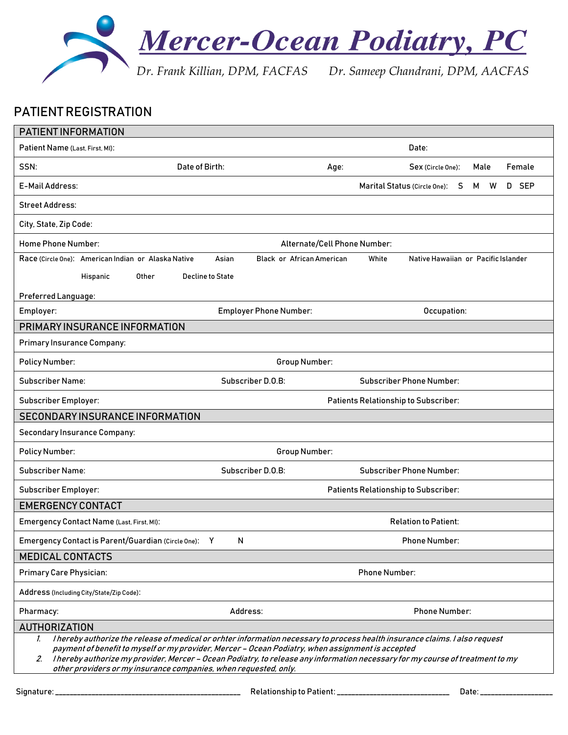# Mercer-Ocean Podiatry, PC

Dr. Frank Killian, DPM, FACFAS    Dr. Sameep Chandrani, DPM, AACFAS

## PATIENT REGISTRATION

### PATIENT INFORMATION

| | | | |
|---|---|---|---|
| Patient Name (Last, First, MI): | | | Date: |
| SSN: | Date of Birth: | Age: | Sex (Circle One): Male Female |
| E-Mail Address: | | | Marital Status (Circle One): S M W D SEP |
| Street Address: | | | |
| City, State, Zip Code: | | | |
| Home Phone Number: | | Alternate/Cell Phone Number: | |
| Race (Circle One): American Indian or Alaska Native | Asian | Black or African American | White Native Hawaiian or Pacific Islander |
| Hispanic Other | Decline to State | | |
| Preferred Language: | | | |
| Employer: | Employer Phone Number: | | Occupation: |

### PRIMARY INSURANCE INFORMATION

| | | |
|---|---|---|
| Primary Insurance Company: | | |
| Policy Number: | Group Number: | |
| Subscriber Name: | Subscriber D.O.B: | Subscriber Phone Number: |
| Subscriber Employer: | | Patients Relationship to Subscriber: |

### SECONDARY INSURANCE INFORMATION

| | | |
|---|---|---|
| Secondary Insurance Company: | | |
| Policy Number: | Group Number: | |
| Subscriber Name: | Subscriber D.O.B: | Subscriber Phone Number: |
| Subscriber Employer: | | Patients Relationship to Subscriber: |

### EMERGENCY CONTACT

| | |
|---|---|
| Emergency Contact Name (Last, First, MI): | Relation to Patient: |
| Emergency Contact is Parent/Guardian (Circle One): Y N | Phone Number: |

### MEDICAL CONTACTS

| | | |
|---|---|---|
| Primary Care Physician: | | Phone Number: |
| Address (Including City/State/Zip Code): | | |
| Pharmacy: | Address: | Phone Number: |

### AUTHORIZATION

1. *I hereby authorize the release of medical or orhter information necessary to process health insurance claims. I also request payment of benefit to myself or my provider, Mercer – Ocean Podiatry, when assignment is accepted*
2. *I hereby authorize my provider, Mercer – Ocean Podiatry, to release any information necessary for my course of treatment to my other providers or my insurance companies, when requested, only.*

Signature: ______________________________ Relationship to Patient: ____________________ Date: ______________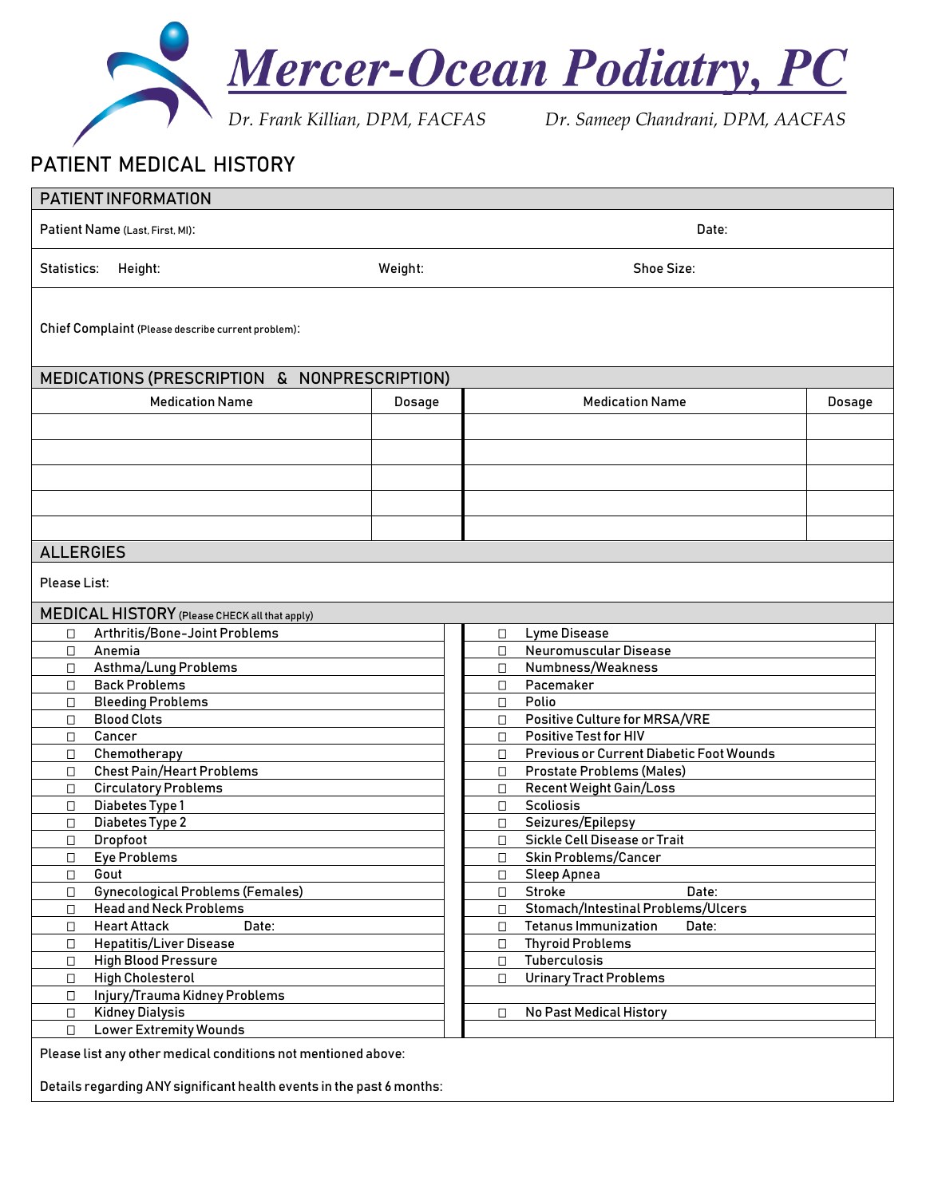# Mercer-Ocean Podiatry, PC

*Dr. Frank Killian, DPM, FACFAS* *Dr. Sameep Chandrani, DPM, AACFAS*

## PATIENT MEDICAL HISTORY

### PATIENT INFORMATION

Patient Name (Last, First, MI): Date:

Statistics: Height: Weight: Shoe Size:

Chief Complaint (Please describe current problem):

### MEDICATIONS (PRESCRIPTION & NONPRESCRIPTION)

| Medication Name | Dosage | Medication Name | Dosage |
|---|---|---|---|
| | | | |
| | | | |
| | | | |
| | | | |
| | | | |

### ALLERGIES

Please List:

### MEDICAL HISTORY (Please CHECK all that apply)

- ☐ Arthritis/Bone-Joint Problems
- ☐ Anemia
- ☐ Asthma/Lung Problems
- ☐ Back Problems
- ☐ Bleeding Problems
- ☐ Blood Clots
- ☐ Cancer
- ☐ Chemotherapy
- ☐ Chest Pain/Heart Problems
- ☐ Circulatory Problems
- ☐ Diabetes Type 1
- ☐ Diabetes Type 2
- ☐ Dropfoot
- ☐ Eye Problems
- ☐ Gout
- ☐ Gynecological Problems (Females)
- ☐ Head and Neck Problems
- ☐ Heart Attack Date:
- ☐ Hepatitis/Liver Disease
- ☐ High Blood Pressure
- ☐ High Cholesterol
- ☐ Injury/Trauma Kidney Problems
- ☐ Kidney Dialysis
- ☐ Lower Extremity Wounds
- ☐ Lyme Disease
- ☐ Neuromuscular Disease
- ☐ Numbness/Weakness
- ☐ Pacemaker
- ☐ Polio
- ☐ Positive Culture for MRSA/VRE
- ☐ Positive Test for HIV
- ☐ Previous or Current Diabetic Foot Wounds
- ☐ Prostate Problems (Males)
- ☐ Recent Weight Gain/Loss
- ☐ Scoliosis
- ☐ Seizures/Epilepsy
- ☐ Sickle Cell Disease or Trait
- ☐ Skin Problems/Cancer
- ☐ Sleep Apnea
- ☐ Stroke Date:
- ☐ Stomach/Intestinal Problems/Ulcers
- ☐ Tetanus Immunization Date:
- ☐ Thyroid Problems
- ☐ Tuberculosis
- ☐ Urinary Tract Problems
- ☐ No Past Medical History

Please list any other medical conditions not mentioned above:

Details regarding ANY significant health events in the past 6 months: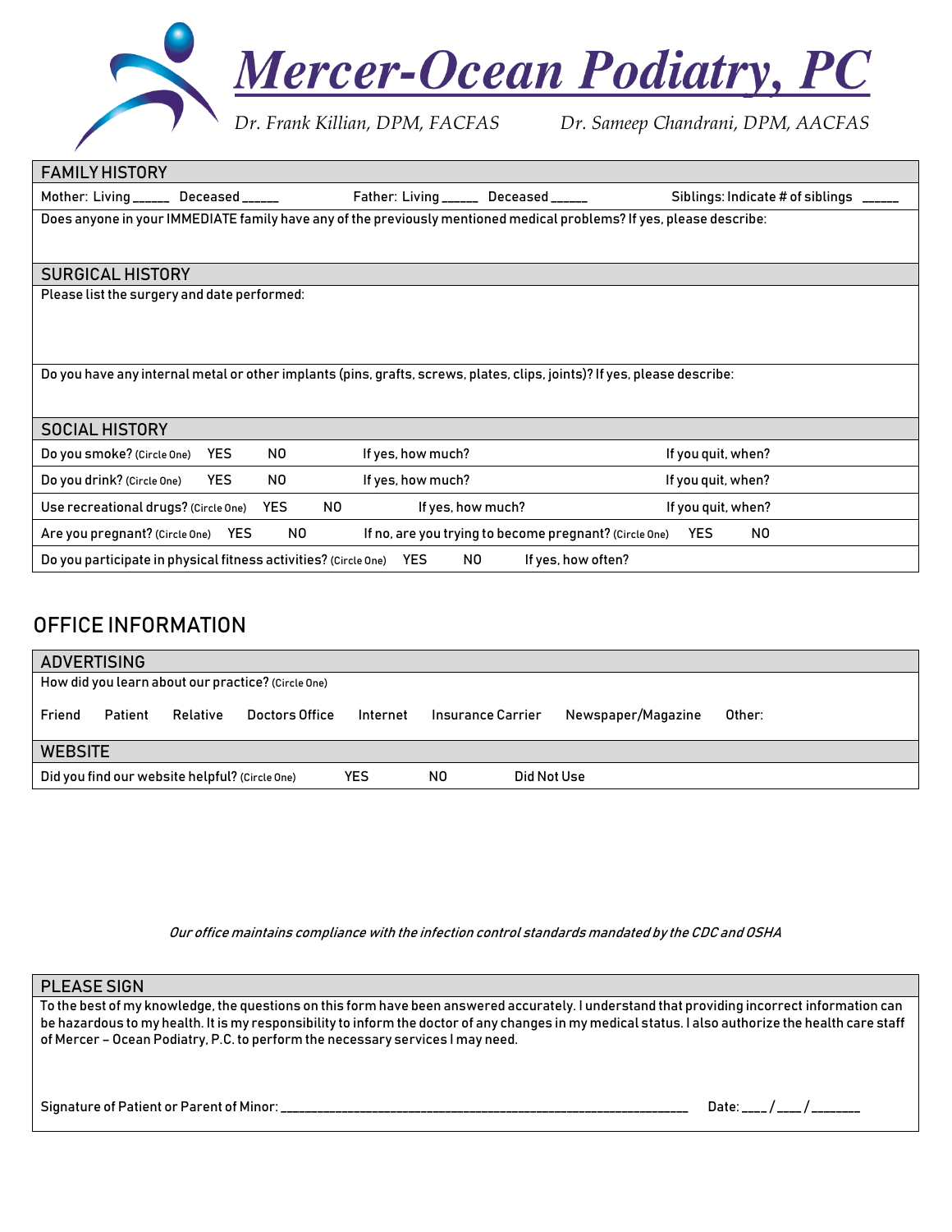# *Mercer-Ocean Podiatry, PC*

*Dr. Frank Killian, DPM, FACFAS* *Dr. Sameep Chandrani, DPM, AACFAS*

## FAMILY HISTORY

Mother: Living _____ Deceased _____ Father: Living _____ Deceased _____ Siblings: Indicate # of siblings _____

Does anyone in your IMMEDIATE family have any of the previously mentioned medical problems? If yes, please describe:

## SURGICAL HISTORY

Please list the surgery and date performed:

Do you have any internal metal or other implants (pins, grafts, screws, plates, clips, joints)? If yes, please describe:

## SOCIAL HISTORY

| | | | | |
|---|---|---|---|---|
| Do you smoke? (Circle One) | YES | NO | If yes, how much? | If you quit, when? |
| Do you drink? (Circle One) | YES | NO | If yes, how much? | If you quit, when? |
| Use recreational drugs? (Circle One) | YES | NO | If yes, how much? | If you quit, when? |
| Are you pregnant? (Circle One) | YES | NO | If no, are you trying to become pregnant? (Circle One) | YES NO |
| Do you participate in physical fitness activities? (Circle One) | YES | NO | If yes, how often? | |

# OFFICE INFORMATION

## ADVERTISING

How did you learn about our practice? (Circle One)

Friend Patient Relative Doctors Office Internet Insurance Carrier Newspaper/Magazine Other:

## WEBSITE

Did you find our website helpful? (Circle One) YES NO Did Not Use

*Our office maintains compliance with the infection control standards mandated by the CDC and OSHA*

## PLEASE SIGN

To the best of my knowledge, the questions on this form have been answered accurately. I understand that providing incorrect information can be hazardous to my health. It is my responsibility to inform the doctor of any changes in my medical status. I also authorize the health care staff of Mercer – Ocean Podiatry, P.C. to perform the necessary services I may need.

Signature of Patient or Parent of Minor: ______________________________ Date: ____/____/_______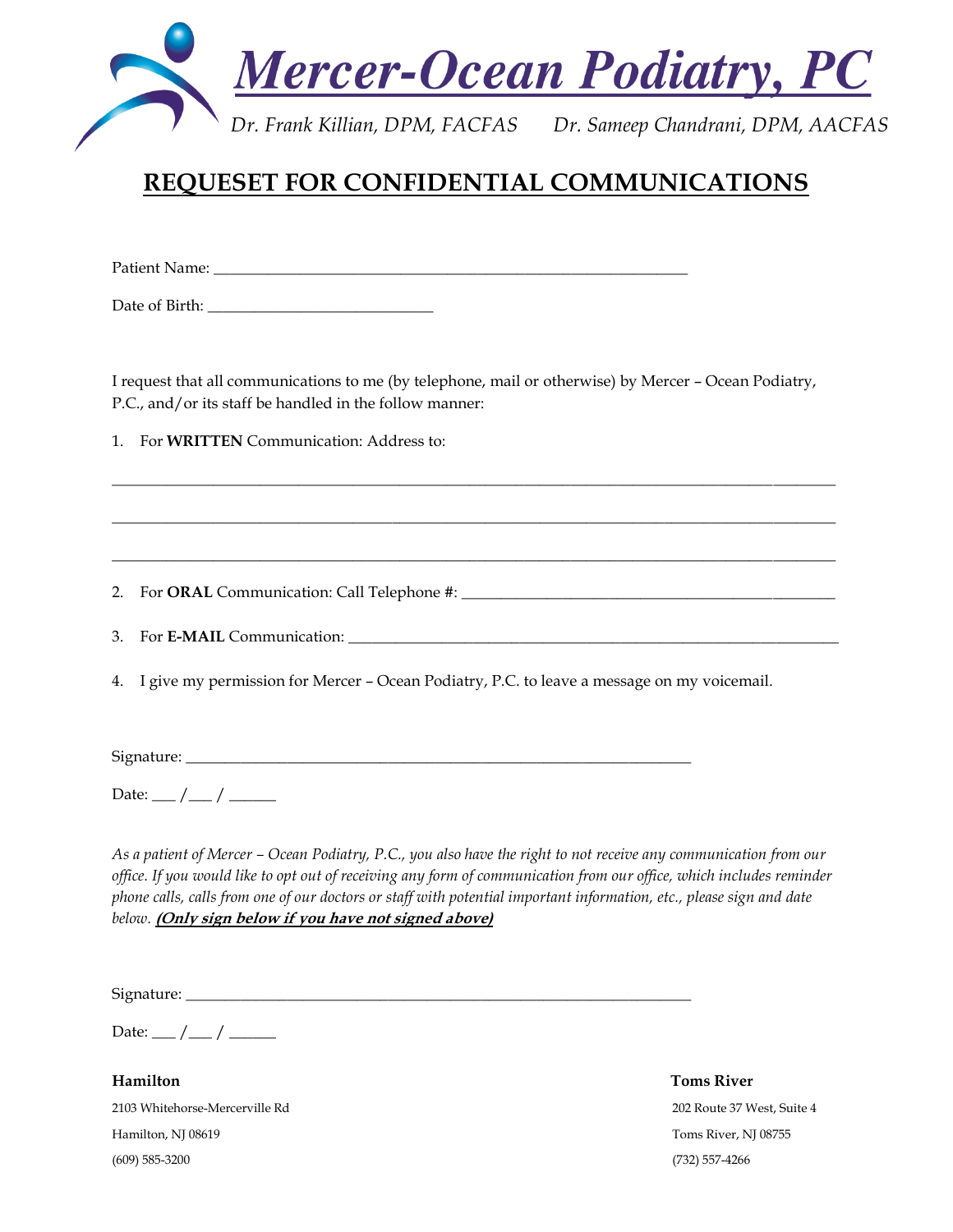# *Mercer-Ocean Podiatry, PC*

*Dr. Frank Killian, DPM, FACFAS* *Dr. Sameep Chandrani, DPM, AACFAS*

## REQUESET FOR CONFIDENTIAL COMMUNICATIONS

Patient Name: ____________________________________________________________

Date of Birth: _____________________________

I request that all communications to me (by telephone, mail or otherwise) by Mercer – Ocean Podiatry, P.C., and/or its staff be handled in the follow manner:

1. For **WRITTEN** Communication: Address to:

______________________________________________________________________________________________

______________________________________________________________________________________________

______________________________________________________________________________________________

2. For **ORAL** Communication: Call Telephone #: _______________________________________________

3. For **E-MAIL** Communication: _______________________________________________________________

4. I give my permission for Mercer – Ocean Podiatry, P.C. to leave a message on my voicemail.

Signature: _________________________________________________________________

Date: ___ /___ / ______

*As a patient of Mercer – Ocean Podiatry, P.C., you also have the right to not receive any communication from our office. If you would like to opt out of receiving any form of communication from our office, which includes reminder phone calls, calls from one of our doctors or staff with potential important information, etc., please sign and date below.* ***(Only sign below if you have not signed above)***

Signature: _________________________________________________________________

Date: ___ /___ / ______

**Hamilton**
2103 Whitehorse-Mercerville Rd
Hamilton, NJ 08619
(609) 585-3200

**Toms River**
202 Route 37 West, Suite 4
Toms River, NJ 08755
(732) 557-4266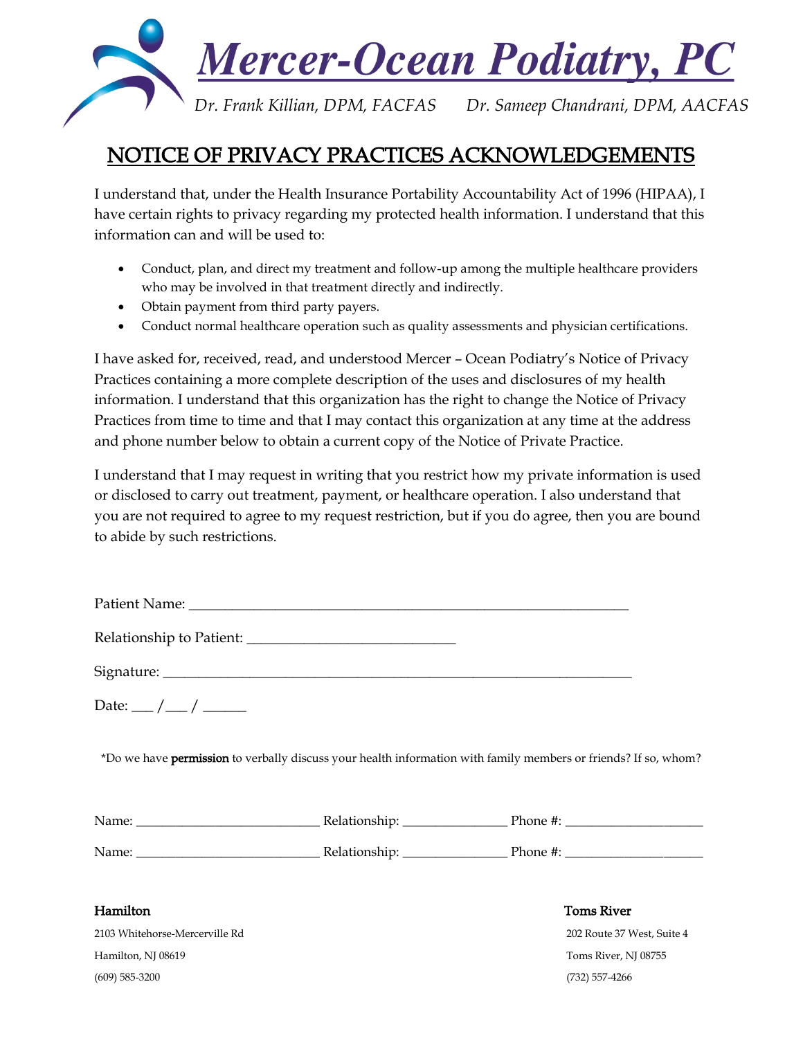# Mercer-Ocean Podiatry, PC

*Dr. Frank Killian, DPM, FACFAS Dr. Sameep Chandrani, DPM, AACFAS*

## NOTICE OF PRIVACY PRACTICES ACKNOWLEDGEMENTS

I understand that, under the Health Insurance Portability Accountability Act of 1996 (HIPAA), I have certain rights to privacy regarding my protected health information. I understand that this information can and will be used to:

- Conduct, plan, and direct my treatment and follow-up among the multiple healthcare providers who may be involved in that treatment directly and indirectly.
- Obtain payment from third party payers.
- Conduct normal healthcare operation such as quality assessments and physician certifications.

I have asked for, received, read, and understood Mercer – Ocean Podiatry's Notice of Privacy Practices containing a more complete description of the uses and disclosures of my health information. I understand that this organization has the right to change the Notice of Privacy Practices from time to time and that I may contact this organization at any time at the address and phone number below to obtain a current copy of the Notice of Private Practice.

I understand that I may request in writing that you restrict how my private information is used or disclosed to carry out treatment, payment, or healthcare operation. I also understand that you are not required to agree to my request restriction, but if you do agree, then you are bound to abide by such restrictions.

Patient Name: ______________________________________________________________

Relationship to Patient: ____________________________

Signature: _______________________________________________________________

Date: ___ /___ / ______

*Do we have **permission** to verbally discuss your health information with family members or friends? If so, whom?

Name: ___________________________ Relationship: _______________ Phone #: ____________________

Name: ___________________________ Relationship: _______________ Phone #: ____________________

**Hamilton**
2103 Whitehorse-Mercerville Rd
Hamilton, NJ 08619
(609) 585-3200

**Toms River**
202 Route 37 West, Suite 4
Toms River, NJ 08755
(732) 557-4266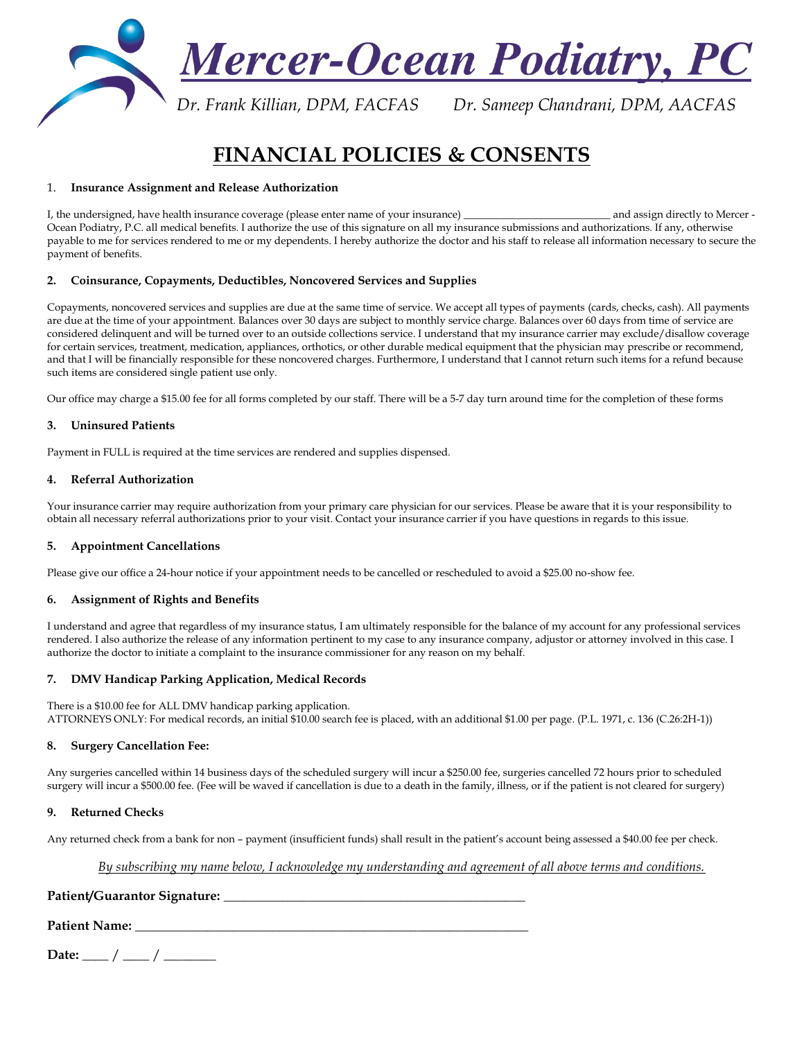# Mercer-Ocean Podiatry, PC

*Dr. Frank Killian, DPM, FACFAS* *Dr. Sameep Chandrani, DPM, AACFAS*

## FINANCIAL POLICIES & CONSENTS

### 1. Insurance Assignment and Release Authorization

I, the undersigned, have health insurance coverage (please enter name of your insurance) ___________________________ and assign directly to Mercer - Ocean Podiatry, P.C. all medical benefits. I authorize the use of this signature on all my insurance submissions and authorizations. If any, otherwise payable to me for services rendered to me or my dependents. I hereby authorize the doctor and his staff to release all information necessary to secure the payment of benefits.

### 2. Coinsurance, Copayments, Deductibles, Noncovered Services and Supplies

Copayments, noncovered services and supplies are due at the same time of service. We accept all types of payments (cards, checks, cash). All payments are due at the time of your appointment. Balances over 30 days are subject to monthly service charge. Balances over 60 days from time of service are considered delinquent and will be turned over to an outside collections service. I understand that my insurance carrier may exclude/disallow coverage for certain services, treatment, medication, appliances, orthotics, or other durable medical equipment that the physician may prescribe or recommend, and that I will be financially responsible for these noncovered charges. Furthermore, I understand that I cannot return such items for a refund because such items are considered single patient use only.

Our office may charge a $15.00 fee for all forms completed by our staff. There will be a 5-7 day turn around time for the completion of these forms

### 3. Uninsured Patients

Payment in FULL is required at the time services are rendered and supplies dispensed.

### 4. Referral Authorization

Your insurance carrier may require authorization from your primary care physician for our services. Please be aware that it is your responsibility to obtain all necessary referral authorizations prior to your visit. Contact your insurance carrier if you have questions in regards to this issue.

### 5. Appointment Cancellations

Please give our office a 24-hour notice if your appointment needs to be cancelled or rescheduled to avoid a $25.00 no-show fee.

### 6. Assignment of Rights and Benefits

I understand and agree that regardless of my insurance status, I am ultimately responsible for the balance of my account for any professional services rendered. I also authorize the release of any information pertinent to my case to any insurance company, adjustor or attorney involved in this case. I authorize the doctor to initiate a complaint to the insurance commissioner for any reason on my behalf.

### 7. DMV Handicap Parking Application, Medical Records

There is a $10.00 fee for ALL DMV handicap parking application.
ATTORNEYS ONLY: For medical records, an initial $10.00 search fee is placed, with an additional $1.00 per page. (P.L. 1971, c. 136 (C.26:2H-1))

### 8. Surgery Cancellation Fee:

Any surgeries cancelled within 14 business days of the scheduled surgery will incur a $250.00 fee, surgeries cancelled 72 hours prior to scheduled surgery will incur a $500.00 fee. (Fee will be waved if cancellation is due to a death in the family, illness, or if the patient is not cleared for surgery)

### 9. Returned Checks

Any returned check from a bank for non – payment (insufficient funds) shall result in the patient's account being assessed a $40.00 fee per check.

*By subscribing my name below, I acknowledge my understanding and agreement of all above terms and conditions.*

**Patient/Guarantor Signature:** _______________________________________________

**Patient Name:** ____________________________________________________________

**Date:** ____ / ____ / ________